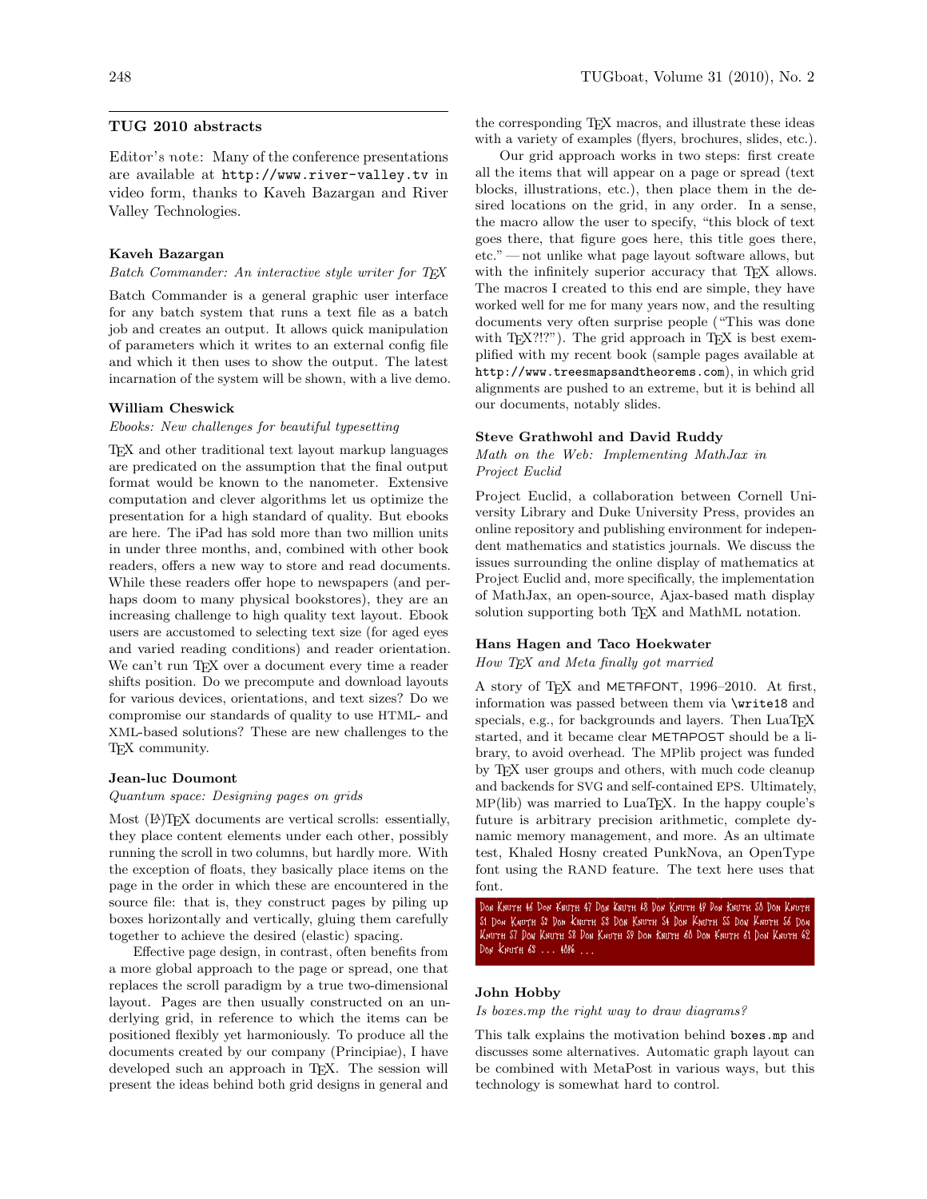## TUG 2010 abstracts

*Editor's note:* Many of the conference presentations are available at http://www.river-valley.tv in video form, thanks to Kaveh Bazargan and River Valley Technologies.

### Kaveh Bazargan

*Batch Commander: An interactive style writer for TEX*

Batch Commander is a general graphic user interface for any batch system that runs a text file as a batch job and creates an output. It allows quick manipulation of parameters which it writes to an external config file and which it then uses to show the output. The latest incarnation of the system will be shown, with a live demo.

### William Cheswick

*Ebooks: New challenges for beautiful typesetting*

TEX and other traditional text layout markup languages are predicated on the assumption that the final output format would be known to the nanometer. Extensive computation and clever algorithms let us optimize the presentation for a high standard of quality. But ebooks are here. The iPad has sold more than two million units in under three months, and, combined with other book readers, offers a new way to store and read documents. While these readers offer hope to newspapers (and perhaps doom to many physical bookstores), they are an increasing challenge to high quality text layout. Ebook users are accustomed to selecting text size (for aged eyes and varied reading conditions) and reader orientation. We can't run TEX over a document every time a reader shifts position. Do we precompute and download layouts for various devices, orientations, and text sizes? Do we compromise our standards of quality to use HTML- and XML-based solutions? These are new challenges to the TEX community.

### Jean-luc Doumont

*Quantum space: Designing pages on grids*

Most (LA)TEX documents are vertical scrolls: essentially, they place content elements under each other, possibly running the scroll in two columns, but hardly more. With the exception of floats, they basically place items on the page in the order in which these are encountered in the source file: that is, they construct pages by piling up boxes horizontally and vertically, gluing them carefully together to achieve the desired (elastic) spacing.

Effective page design, in contrast, often benefits from a more global approach to the page or spread, one that replaces the scroll paradigm by a true two-dimensional layout. Pages are then usually constructed on an underlying grid, in reference to which the items can be positioned flexibly yet harmoniously. To produce all the documents created by our company (Principiae), I have developed such an approach in TEX. The session will present the ideas behind both grid designs in general and the corresponding TEX macros, and illustrate these ideas with a variety of examples (flyers, brochures, slides, etc.).

Our grid approach works in two steps: first create all the items that will appear on a page or spread (text blocks, illustrations, etc.), then place them in the desired locations on the grid, in any order. In a sense, the macro allow the user to specify, "this block of text goes there, that figure goes here, this title goes there, etc." — not unlike what page layout software allows, but with the infinitely superior accuracy that TEX allows. The macros I created to this end are simple, they have worked well for me for many years now, and the resulting documents very often surprise people ("This was done with TEX?!?"). The grid approach in TEX is best exemplified with my recent book (sample pages available at http://www.treesmapsandtheorems.com), in which grid alignments are pushed to an extreme, but it is behind all our documents, notably slides.

### Steve Grathwohl and David Ruddy

*Math on the Web: Implementing MathJax in Project Euclid*

Project Euclid, a collaboration between Cornell University Library and Duke University Press, provides an online repository and publishing environment for independent mathematics and statistics journals. We discuss the issues surrounding the online display of mathematics at Project Euclid and, more specifically, the implementation of MathJax, an open-source, Ajax-based math display solution supporting both TEX and MathML notation.

### Hans Hagen and Taco Hoekwater

*How TEX and Meta finally got married*

A story of TEX and METAFONT, 1996–2010. At first, information was passed between them via \write18 and specials, e.g., for backgrounds and layers. Then LuaTEX started, and it became clear METAPOST should be a library, to avoid overhead. The MPlib project was funded by TEX user groups and others, with much code cleanup and backends for SVG and self-contained EPS. Ultimately, MP(lib) was married to LuaTEX. In the happy couple's future is arbitrary precision arithmetic, complete dynamic memory management, and more. As an ultimate test, Khaled Hosny created PunkNova, an OpenType font using the RAND feature. The text here uses that font.

Don Knuth 46 Don Knuth 47 Don Knuth 48 Don Knuth 49 Don Knuth 50 Don Knuth 51 Don Knuth 52 Don Knuth 53 Don Knuth 54 Don Knuth 55 Don Knuth 56 Don Knuth 57 Don Knuth 58 Don Knuth 59 Don Knuth 60 Don Knuth 61 Don Knuth 62 Don Knuth 63 ... 4096 ...

### John Hobby

*Is boxes.mp the right way to draw diagrams?*

This talk explains the motivation behind boxes.mp and discusses some alternatives. Automatic graph layout can be combined with MetaPost in various ways, but this technology is somewhat hard to control.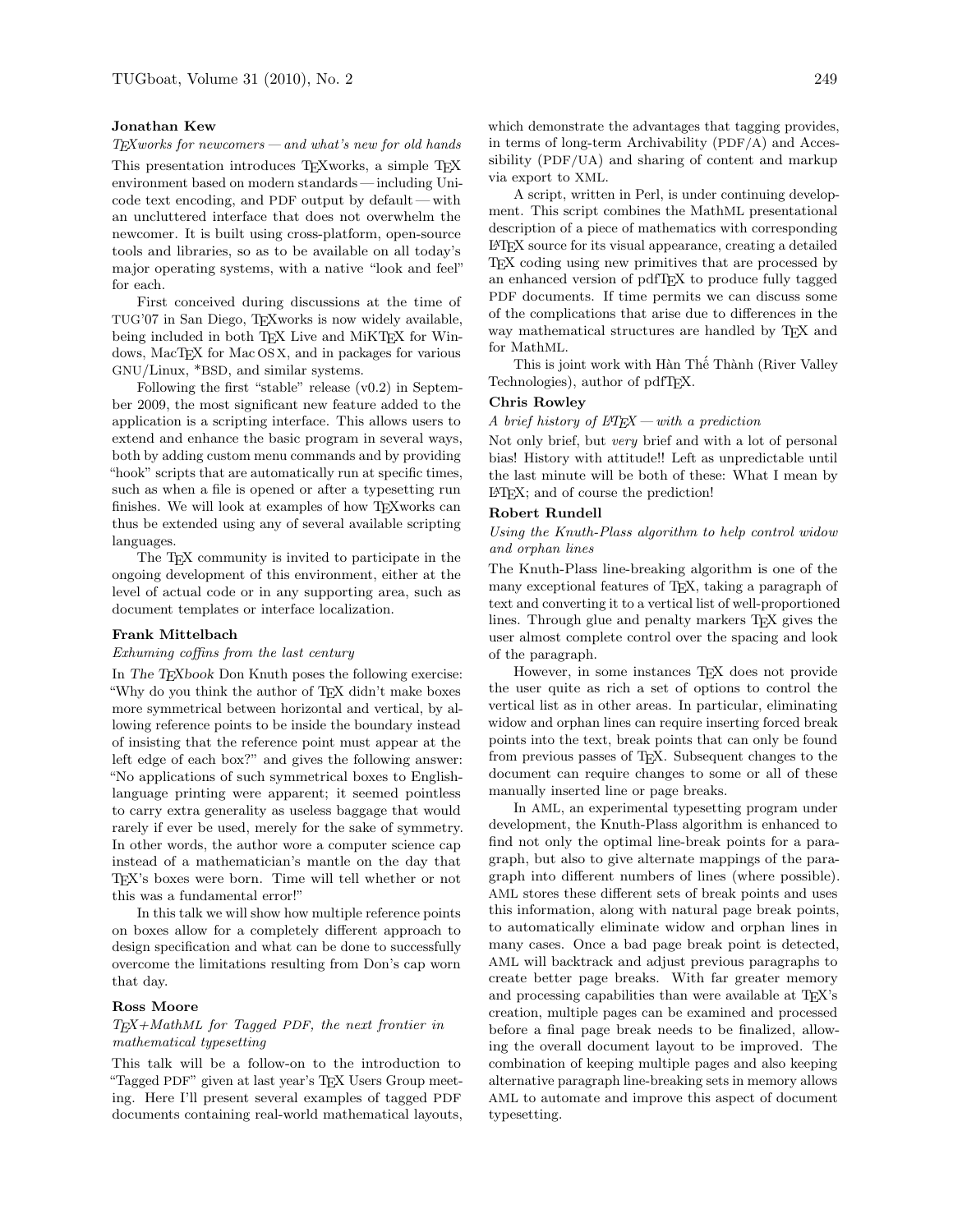**Jonathan Kew**

*TeXworks for newcomers — and what's new for old hands*

This presentation introduces TeXworks, a simple TeX environment based on modern standards — including Unicode text encoding, and PDF output by default — with an uncluttered interface that does not overwhelm the newcomer. It is built using cross-platform, open-source tools and libraries, so as to be available on all today's major operating systems, with a native "look and feel" for each.

First conceived during discussions at the time of TUG'07 in San Diego, TeXworks is now widely available, being included in both TeX Live and MiKTeX for Windows, MacTeX for Mac OS X, and in packages for various GNU/Linux, *BSD, and similar systems.

Following the first "stable" release (v0.2) in September 2009, the most significant new feature added to the application is a scripting interface. This allows users to extend and enhance the basic program in several ways, both by adding custom menu commands and by providing "hook" scripts that are automatically run at specific times, such as when a file is opened or after a typesetting run finishes. We will look at examples of how TeXworks can thus be extended using any of several available scripting languages.

The TeX community is invited to participate in the ongoing development of this environment, either at the level of actual code or in any supporting area, such as document templates or interface localization.

**Frank Mittelbach**

*Exhuming coffins from the last century*

In *The TeXbook* Don Knuth poses the following exercise: "Why do you think the author of TeX didn't make boxes more symmetrical between horizontal and vertical, by allowing reference points to be inside the boundary instead of insisting that the reference point must appear at the left edge of each box?" and gives the following answer: "No applications of such symmetrical boxes to English-language printing were apparent; it seemed pointless to carry extra generality as useless baggage that would rarely if ever be used, merely for the sake of symmetry. In other words, the author wore a computer science cap instead of a mathematician's mantle on the day that TeX's boxes were born. Time will tell whether or not this was a fundamental error!"

In this talk we will show how multiple reference points on boxes allow for a completely different approach to design specification and what can be done to successfully overcome the limitations resulting from Don's cap worn that day.

**Ross Moore**

*TeX+MathML for Tagged PDF, the next frontier in mathematical typesetting*

This talk will be a follow-on to the introduction to "Tagged PDF" given at last year's TeX Users Group meeting. Here I'll present several examples of tagged PDF documents containing real-world mathematical layouts, which demonstrate the advantages that tagging provides, in terms of long-term Archivability (PDF/A) and Accessibility (PDF/UA) and sharing of content and markup via export to XML.

A script, written in Perl, is under continuing development. This script combines the MathML presentational description of a piece of mathematics with corresponding LaTeX source for its visual appearance, creating a detailed TeX coding using new primitives that are processed by an enhanced version of pdfTeX to produce fully tagged PDF documents. If time permits we can discuss some of the complications that arise due to differences in the way mathematical structures are handled by TeX and for MathML.

This is joint work with Hàn Thế Thành (River Valley Technologies), author of pdfTeX.

**Chris Rowley**

*A brief history of LaTeX — with a prediction*

Not only brief, but *very* brief and with a lot of personal bias! History with attitude!! Left as unpredictable until the last minute will be both of these: What I mean by LaTeX; and of course the prediction!

**Robert Rundell**

*Using the Knuth-Plass algorithm to help control widow and orphan lines*

The Knuth-Plass line-breaking algorithm is one of the many exceptional features of TeX, taking a paragraph of text and converting it to a vertical list of well-proportioned lines. Through glue and penalty markers TeX gives the user almost complete control over the spacing and look of the paragraph.

However, in some instances TeX does not provide the user quite as rich a set of options to control the vertical list as in other areas. In particular, eliminating widow and orphan lines can require inserting forced break points into the text, break points that can only be found from previous passes of TeX. Subsequent changes to the document can require changes to some or all of these manually inserted line or page breaks.

In AML, an experimental typesetting program under development, the Knuth-Plass algorithm is enhanced to find not only the optimal line-break points for a paragraph, but also to give alternate mappings of the paragraph into different numbers of lines (where possible). AML stores these different sets of break points and uses this information, along with natural page break points, to automatically eliminate widow and orphan lines in many cases. Once a bad page break point is detected, AML will backtrack and adjust previous paragraphs to create better page breaks. With far greater memory and processing capabilities than were available at TeX's creation, multiple pages can be examined and processed before a final page break needs to be finalized, allowing the overall document layout to be improved. The combination of keeping multiple pages and also keeping alternative paragraph line-breaking sets in memory allows AML to automate and improve this aspect of document typesetting.